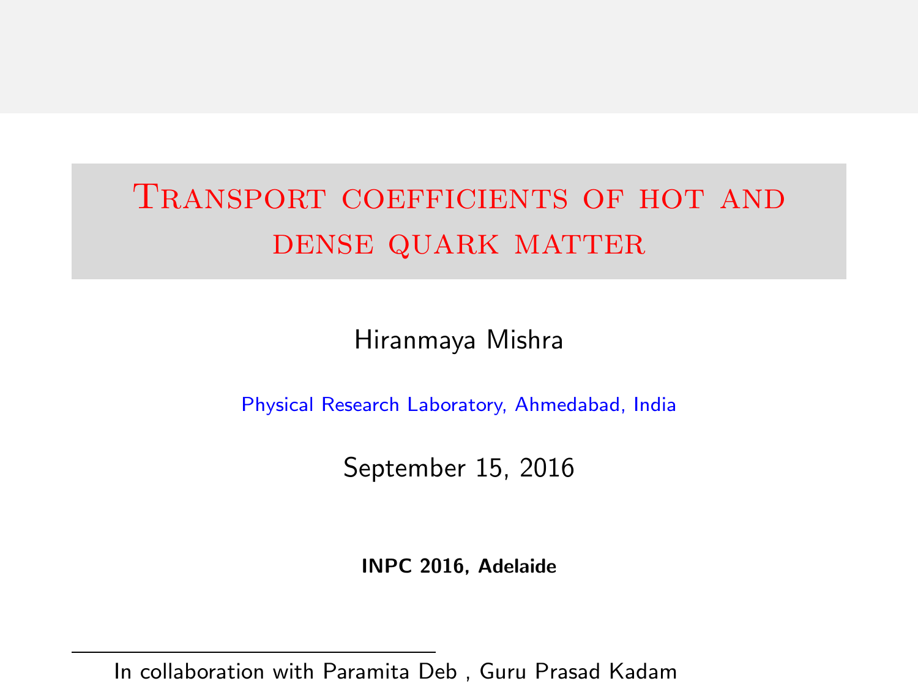# Transport coefficients of hot and dense quark matter

Hiranmaya Mishra

Physical Research Laboratory, Ahmedabad, India

September 15, 2016

**INPC 2016, Adelaide**

---

In collaboration with Paramita Deb , Guru Prasad Kadam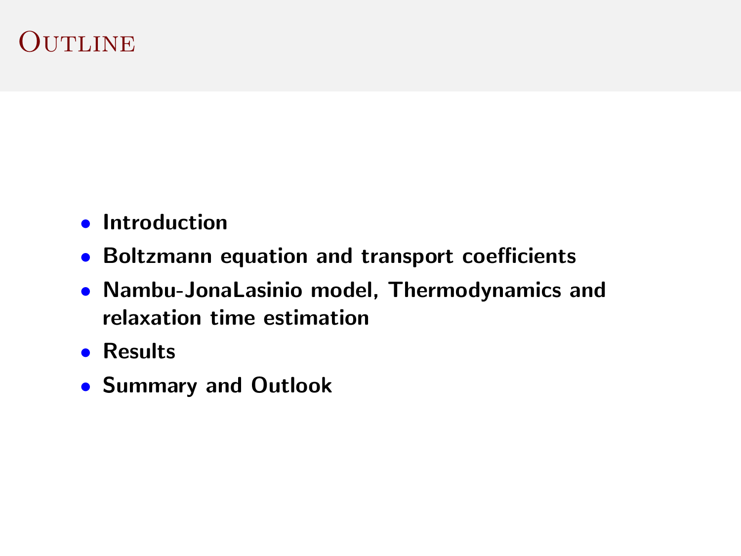# Outline

- **Introduction**
- **Boltzmann equation and transport coefficients**
- **Nambu-JonaLasinio model, Thermodynamics and relaxation time estimation**
- **Results**
- **Summary and Outlook**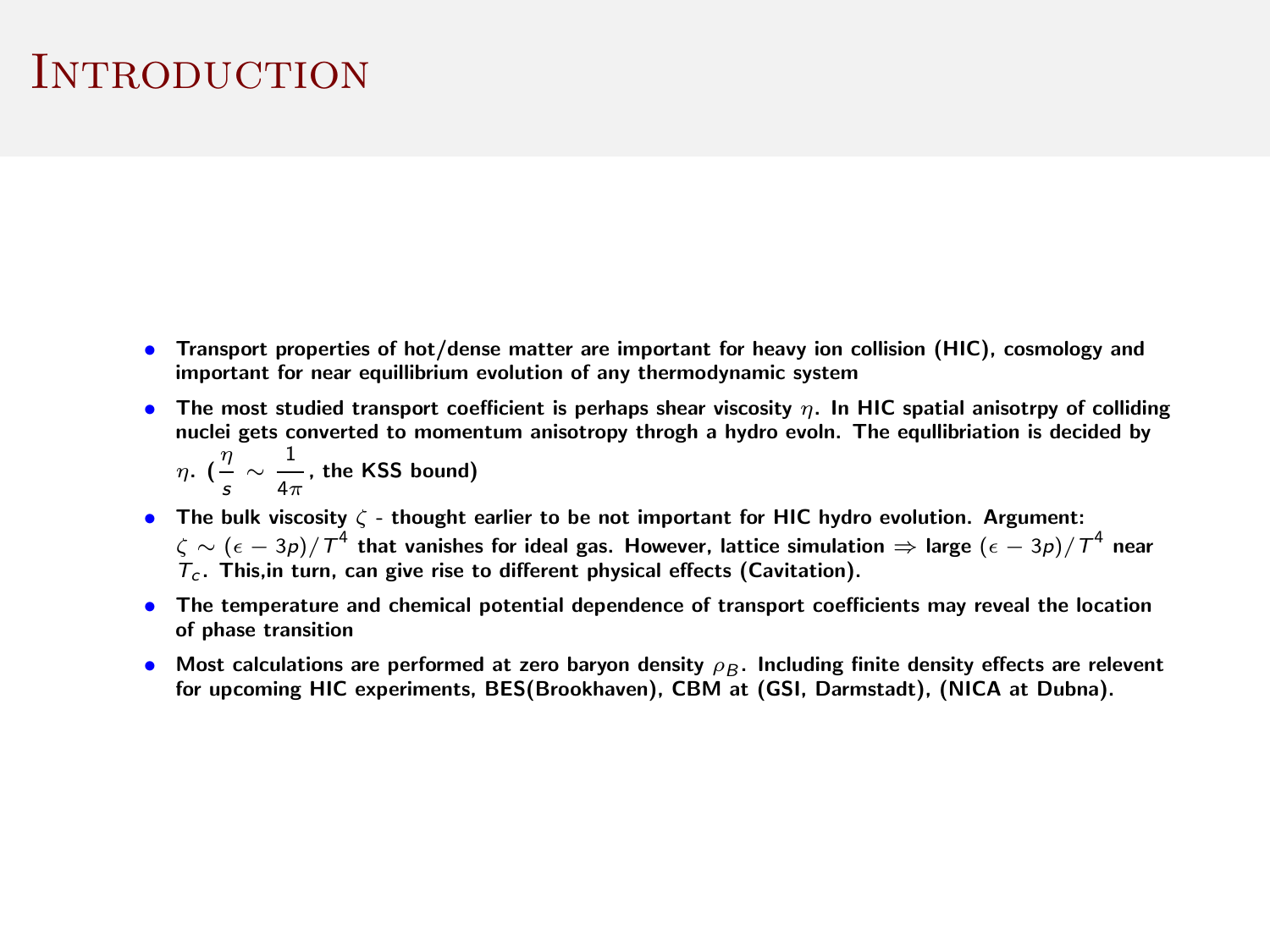# Introduction

- **Transport properties of hot/dense matter are important for heavy ion collision (HIC), cosmology and important for near equillibrium evolution of any thermodynamic system**
- **The most studied transport coefficient is perhaps shear viscosity $\eta$. In HIC spatial anisotrpy of colliding nuclei gets converted to momentum anisotropy throgh a hydro evoln. The equllibriation is decided by $\eta$. ($\frac{\eta}{s} \sim \frac{1}{4\pi}$, the KSS bound)**
- **The bulk viscosity $\zeta$ - thought earlier to be not important for HIC hydro evolution. Argument: $\zeta \sim (\epsilon - 3p)/T^4$ that vanishes for ideal gas. However, lattice simulation $\Rightarrow$ large $(\epsilon - 3p)/T^4$ near $T_c$. This,in turn, can give rise to different physical effects (Cavitation).**
- **The temperature and chemical potential dependence of transport coefficients may reveal the location of phase transition**
- **Most calculations are performed at zero baryon density $\rho_B$. Including finite density effects are relevent for upcoming HIC experiments, BES(Brookhaven), CBM at (GSI, Darmstadt), (NICA at Dubna).**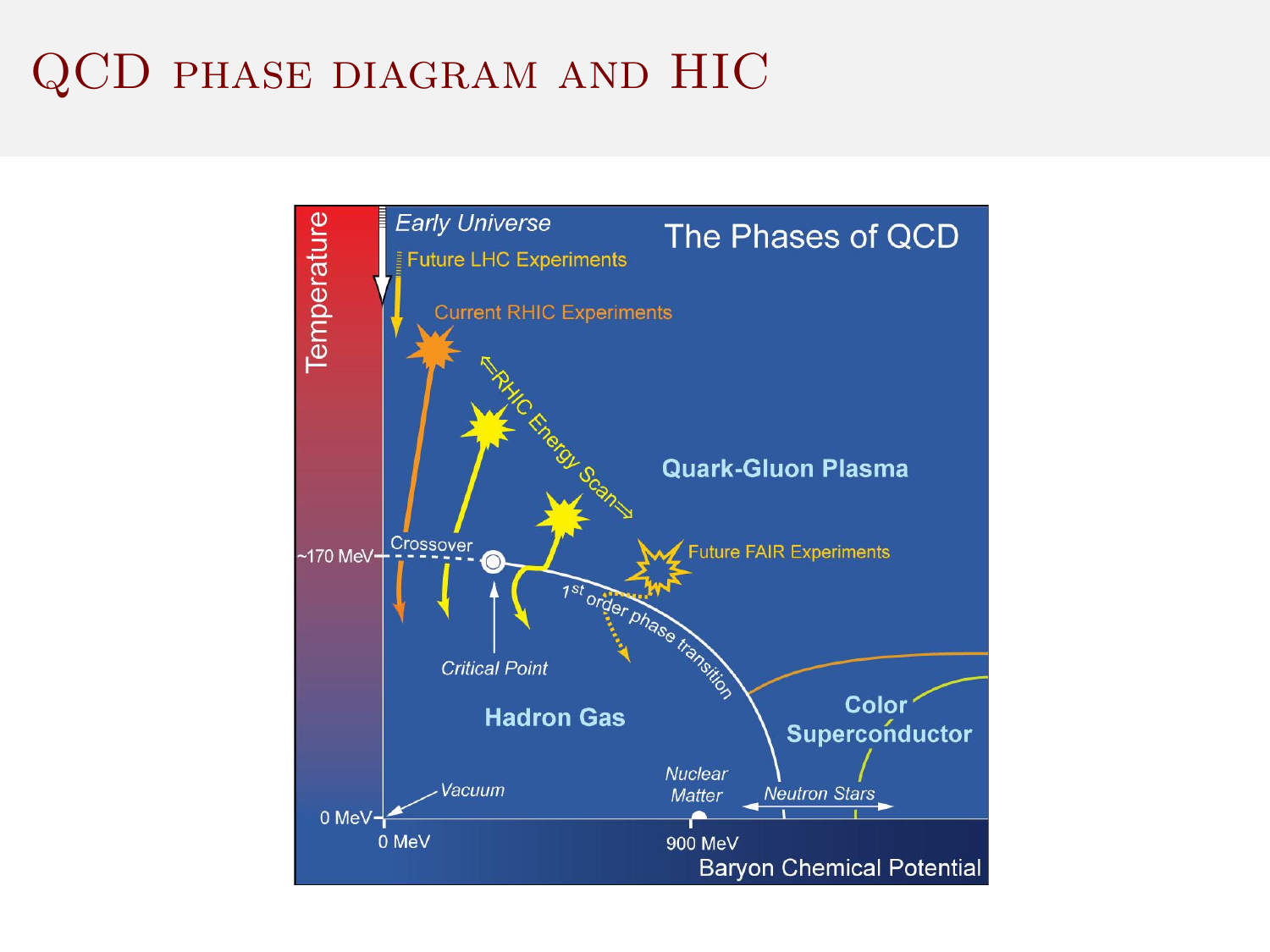# QCD phase diagram and HIC

The Phases of QCD

Temperature

Early Universe

Future LHC Experiments

Current RHIC Experiments

⇐RHIC Energy Scan⇒

Quark-Gluon Plasma

~170 MeV

Crossover

Future FAIR Experiments

1st order phase transition

Critical Point

Hadron Gas

Color Superconductor

Vacuum

Nuclear Matter

Neutron Stars

0 MeV

0 MeV

900 MeV

Baryon Chemical Potential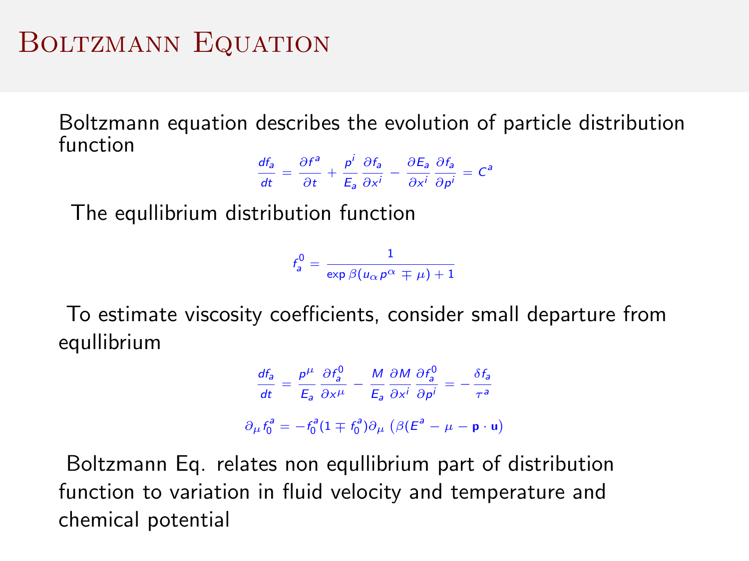# Boltzmann Equation

Boltzmann equation describes the evolution of particle distribution function

$$\frac{df_a}{dt} = \frac{\partial f^a}{\partial t} + \frac{p^i}{E_a}\frac{\partial f_a}{\partial x^i} - \frac{\partial E_a}{\partial x^i}\frac{\partial f_a}{\partial p^i} = C^a$$

The equllibrium distribution function

$$f_a^0 = \frac{1}{\exp \beta(u_\alpha p^\alpha \mp \mu) + 1}$$

To estimate viscosity coefficients, consider small departure from equllibrium

$$\frac{df_a}{dt} = \frac{p^\mu}{E_a}\frac{\partial f_a^0}{\partial x^\mu} - \frac{M}{E_a}\frac{\partial M}{\partial x^i}\frac{\partial f_a^0}{\partial p^i} = -\frac{\delta f_a}{\tau^a}$$

$$\partial_\mu f_0^a = -f_0^a(1 \mp f_0^a)\partial_\mu \left(\beta(E^a - \mu - \mathbf{p}\cdot\mathbf{u}\right)$$

Boltzmann Eq. relates non equllibrium part of distribution function to variation in fluid velocity and temperature and chemical potential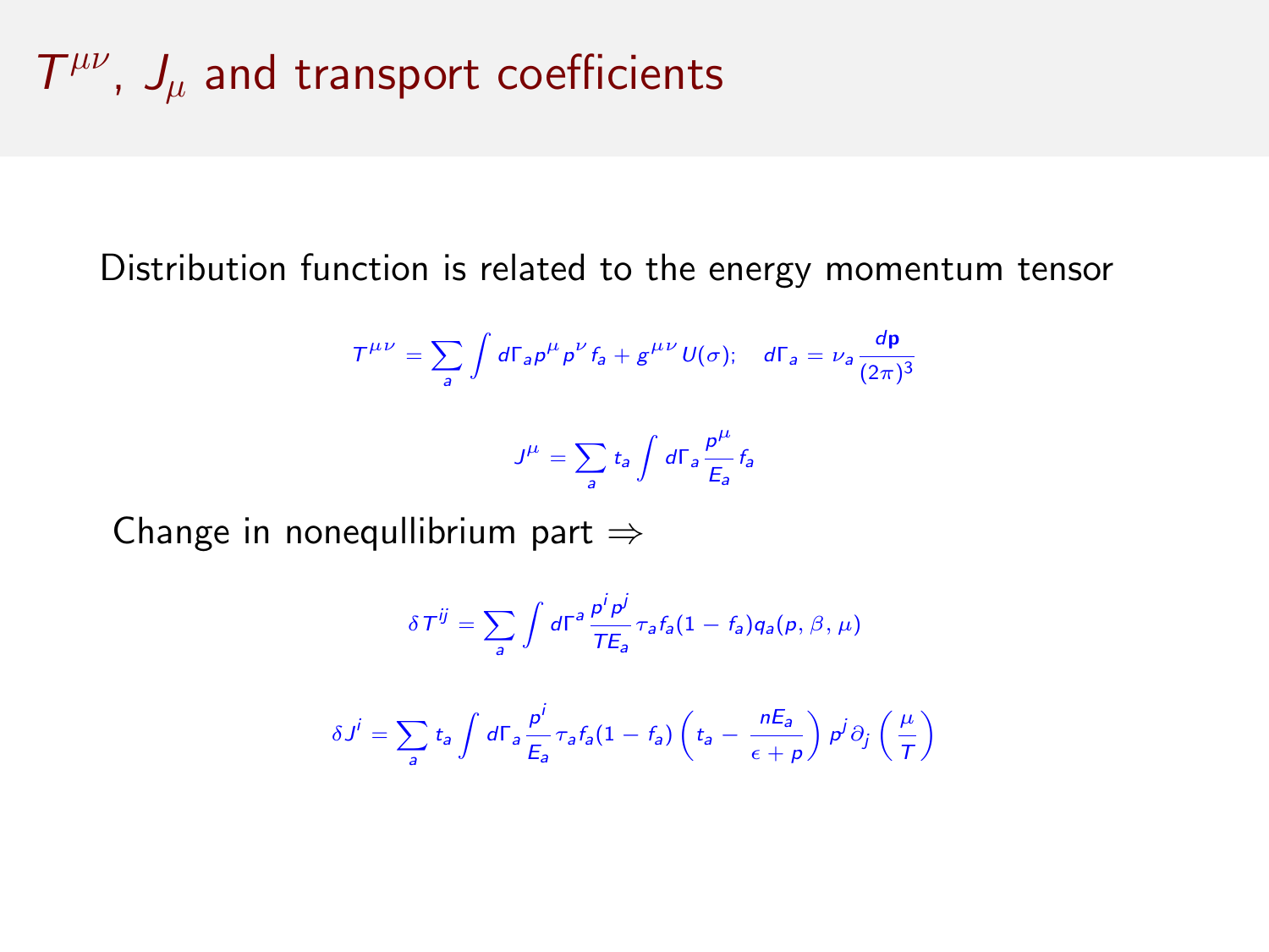# $T^{\mu\nu}$, $J_\mu$ and transport coefficients

Distribution function is related to the energy momentum tensor

$$T^{\mu\nu} = \sum_a \int d\Gamma_a p^\mu p^\nu f_a + g^{\mu\nu} U(\sigma); \quad d\Gamma_a = \nu_a \frac{d\mathbf{p}}{(2\pi)^3}$$

$$J^\mu = \sum_a t_a \int d\Gamma_a \frac{p^\mu}{E_a} f_a$$

Change in nonequllibrium part $\Rightarrow$

$$\delta T^{ij} = \sum_a \int d\Gamma^a \frac{p^i p^j}{T E_a} \tau_a f_a (1 - f_a) q_a(p, \beta, \mu)$$

$$\delta J^i = \sum_a t_a \int d\Gamma_a \frac{p^i}{E_a} \tau_a f_a (1 - f_a) \left( t_a - \frac{n E_a}{\epsilon + p} \right) p^j \partial_j \left( \frac{\mu}{T} \right)$$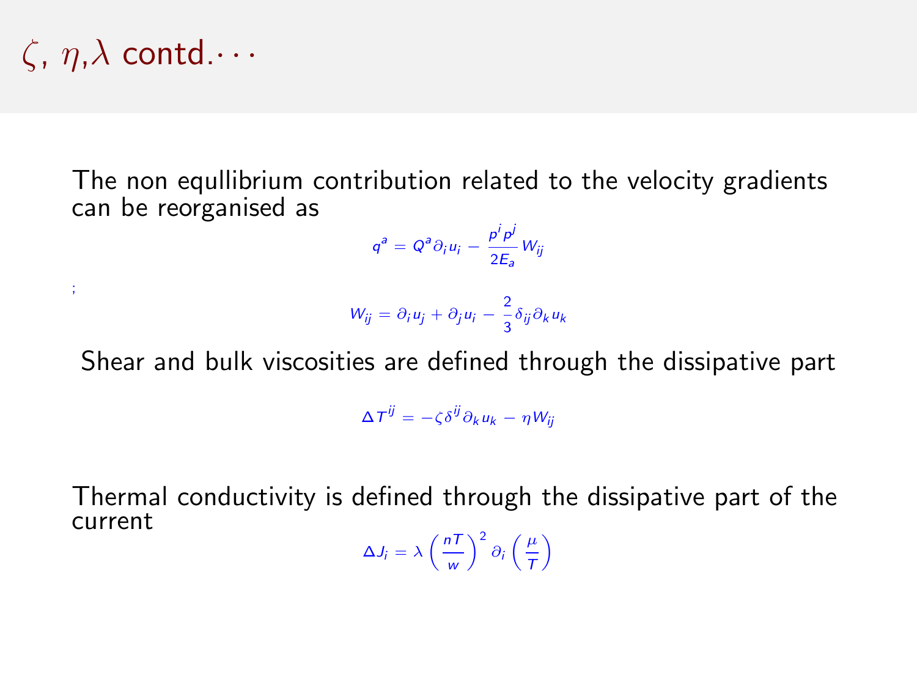# $\zeta$, $\eta$,$\lambda$ contd.$\cdots$

The non equllibrium contribution related to the velocity gradients can be reorganised as

$$q^a = Q^a \partial_i u_i - \frac{p^i p^j}{2E_a} W_{ij}$$

;

$$W_{ij} = \partial_i u_j + \partial_j u_i - \frac{2}{3}\delta_{ij}\partial_k u_k$$

Shear and bulk viscosities are defined through the dissipative part

$$\Delta T^{ij} = -\zeta \delta^{ij} \partial_k u_k - \eta W_{ij}$$

Thermal conductivity is defined through the dissipative part of the current

$$\Delta J_i = \lambda \left(\frac{nT}{w}\right)^2 \partial_i \left(\frac{\mu}{T}\right)$$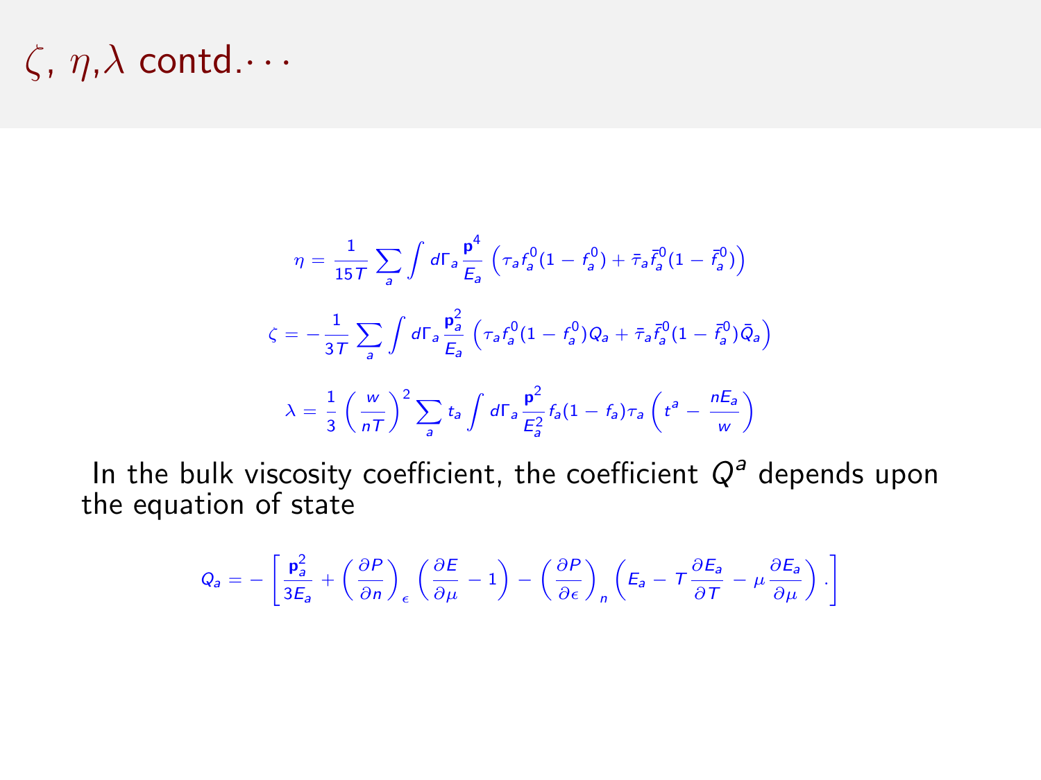# $\zeta$, $\eta$,$\lambda$ contd.$\cdots$

$$\eta = \frac{1}{15T}\sum_a \int d\Gamma_a \frac{\mathbf{p}^4}{E_a}\left(\tau_a f_a^0(1-f_a^0) + \bar{\tau}_a \bar{f}_a^0(1-\bar{f}_a^0)\right)$$

$$\zeta = -\frac{1}{3T}\sum_a \int d\Gamma_a \frac{\mathbf{p}_a^2}{E_a}\left(\tau_a f_a^0(1-f_a^0)Q_a + \bar{\tau}_a \bar{f}_a^0(1-\bar{f}_a^0)\bar{Q}_a\right)$$

$$\lambda = \frac{1}{3}\left(\frac{w}{nT}\right)^2 \sum_a t_a \int d\Gamma_a \frac{\mathbf{p}^2}{E_a^2} f_a(1-f_a)\tau_a\left(t^a - \frac{nE_a}{w}\right)$$

In the bulk viscosity coefficient, the coefficient $Q^a$ depends upon the equation of state

$$Q_a = -\left[\frac{\mathbf{p}_a^2}{3E_a} + \left(\frac{\partial P}{\partial n}\right)_\epsilon \left(\frac{\partial E}{\partial \mu} - 1\right) - \left(\frac{\partial P}{\partial \epsilon}\right)_n \left(E_a - T\frac{\partial E_a}{\partial T} - \mu\frac{\partial E_a}{\partial \mu}\right).\right]$$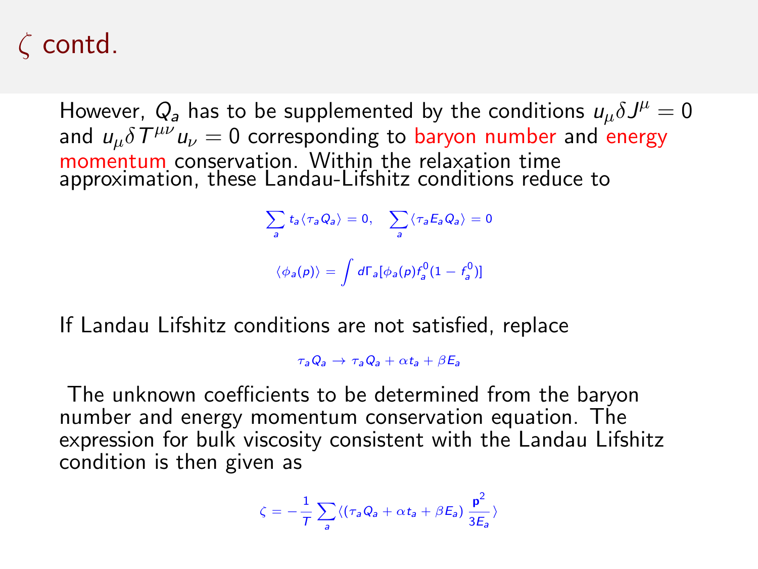# $\zeta$ contd.

However, $Q_a$ has to be supplemented by the conditions $u_\mu \delta J^\mu = 0$ and $u_\mu \delta T^{\mu\nu} u_\nu = 0$ corresponding to baryon number and energy momentum conservation. Within the relaxation time approximation, these Landau-Lifshitz conditions reduce to

$$\sum_a t_a \langle \tau_a Q_a \rangle = 0, \quad \sum_a \langle \tau_a E_a Q_a \rangle = 0$$

$$\langle \phi_a(p) \rangle = \int d\Gamma_a [\phi_a(p) f_a^0 (1 - f_a^0)]$$

If Landau Lifshitz conditions are not satisfied, replace

$$\tau_a Q_a \to \tau_a Q_a + \alpha t_a + \beta E_a$$

The unknown coefficients to be determined from the baryon number and energy momentum conservation equation. The expression for bulk viscosity consistent with the Landau Lifshitz condition is then given as

$$\zeta = -\frac{1}{T} \sum_a \langle (\tau_a Q_a + \alpha t_a + \beta E_a) \, \frac{\mathbf{p}^2}{3E_a} \rangle$$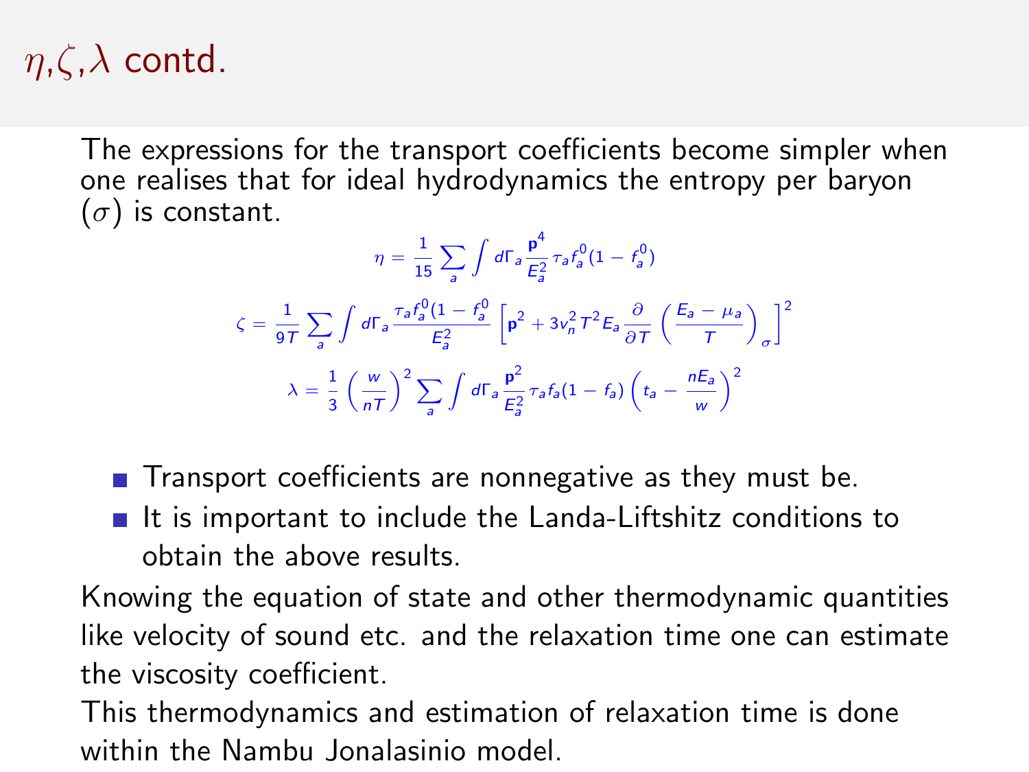# $\eta$,$\zeta$,$\lambda$ contd.

The expressions for the transport coefficients become simpler when one realises that for ideal hydrodynamics the entropy per baryon ($\sigma$) is constant.

$$\eta = \frac{1}{15}\sum_a \int d\Gamma_a \frac{\mathbf{p}^4}{E_a^2}\tau_a f_a^0(1-f_a^0)$$

$$\zeta = \frac{1}{9T}\sum_a \int d\Gamma_a \frac{\tau_a f_a^0(1-f_a^0)}{E_a^2}\left[\mathbf{p}^2 + 3v_n^2 T^2 E_a \frac{\partial}{\partial T}\left(\frac{E_a-\mu_a}{T}\right)_\sigma\right]^2$$

$$\lambda = \frac{1}{3}\left(\frac{w}{nT}\right)^2 \sum_a \int d\Gamma_a \frac{\mathbf{p}^2}{E_a^2}\tau_a f_a(1-f_a)\left(t_a - \frac{nE_a}{w}\right)^2$$

- Transport coefficients are nonnegative as they must be.
- It is important to include the Landa-Liftshitz conditions to obtain the above results.

Knowing the equation of state and other thermodynamic quantities like velocity of sound etc. and the relaxation time one can estimate the viscosity coefficient.

This thermodynamics and estimation of relaxation time is done within the Nambu Jonalasinio model.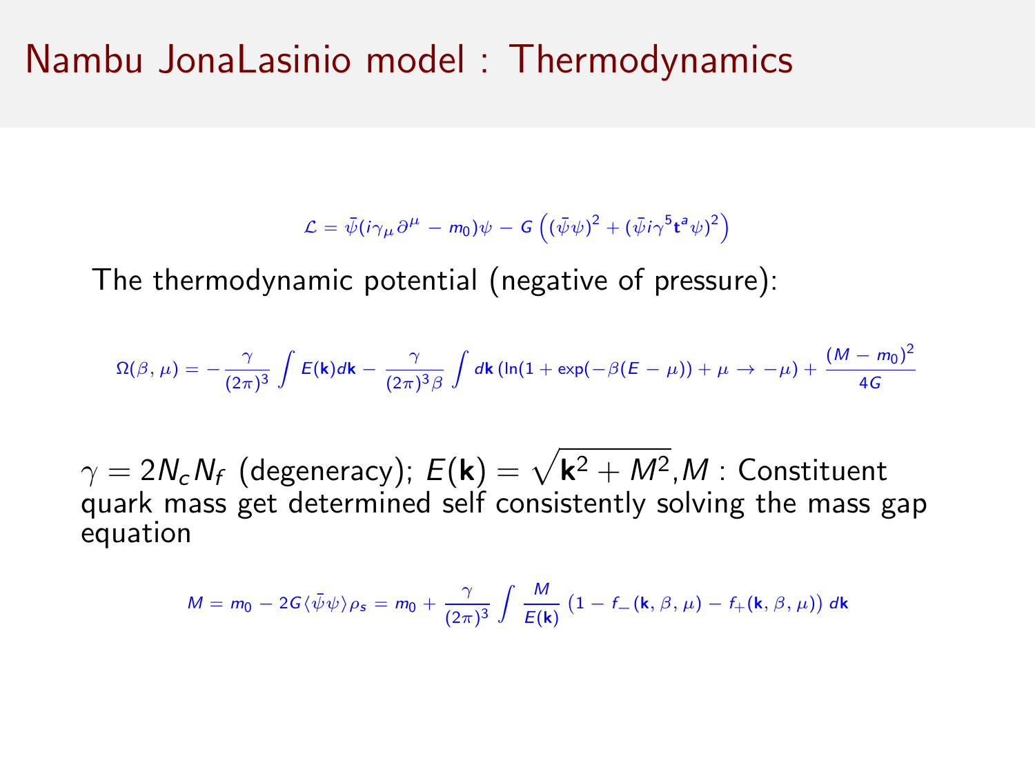# Nambu JonaLasinio model : Thermodynamics

$$\mathcal{L} = \bar{\psi}(i\gamma_\mu \partial^\mu - m_0)\psi - G\left((\bar{\psi}\psi)^2 + (\bar{\psi}i\gamma^5 \mathbf{t}^a \psi)^2\right)$$

The thermodynamic potential (negative of pressure):

$$\Omega(\beta,\mu) = -\frac{\gamma}{(2\pi)^3}\int E(\mathbf{k})d\mathbf{k} - \frac{\gamma}{(2\pi)^3\beta}\int d\mathbf{k}\left(\ln(1+\exp(-\beta(E-\mu)) + \mu \to -\mu\right) + \frac{(M-m_0)^2}{4G}$$

$\gamma = 2N_c N_f$ (degeneracy); $E(\mathbf{k}) = \sqrt{\mathbf{k}^2 + M^2}$,$M$ : Constituent quark mass get determined self consistently solving the mass gap equation

$$M = m_0 - 2G\langle\bar{\psi}\psi\rangle\rho_s = m_0 + \frac{\gamma}{(2\pi)^3}\int \frac{M}{E(\mathbf{k})}\left(1 - f_-(\mathbf{k},\beta,\mu) - f_+(\mathbf{k},\beta,\mu)\right)d\mathbf{k}$$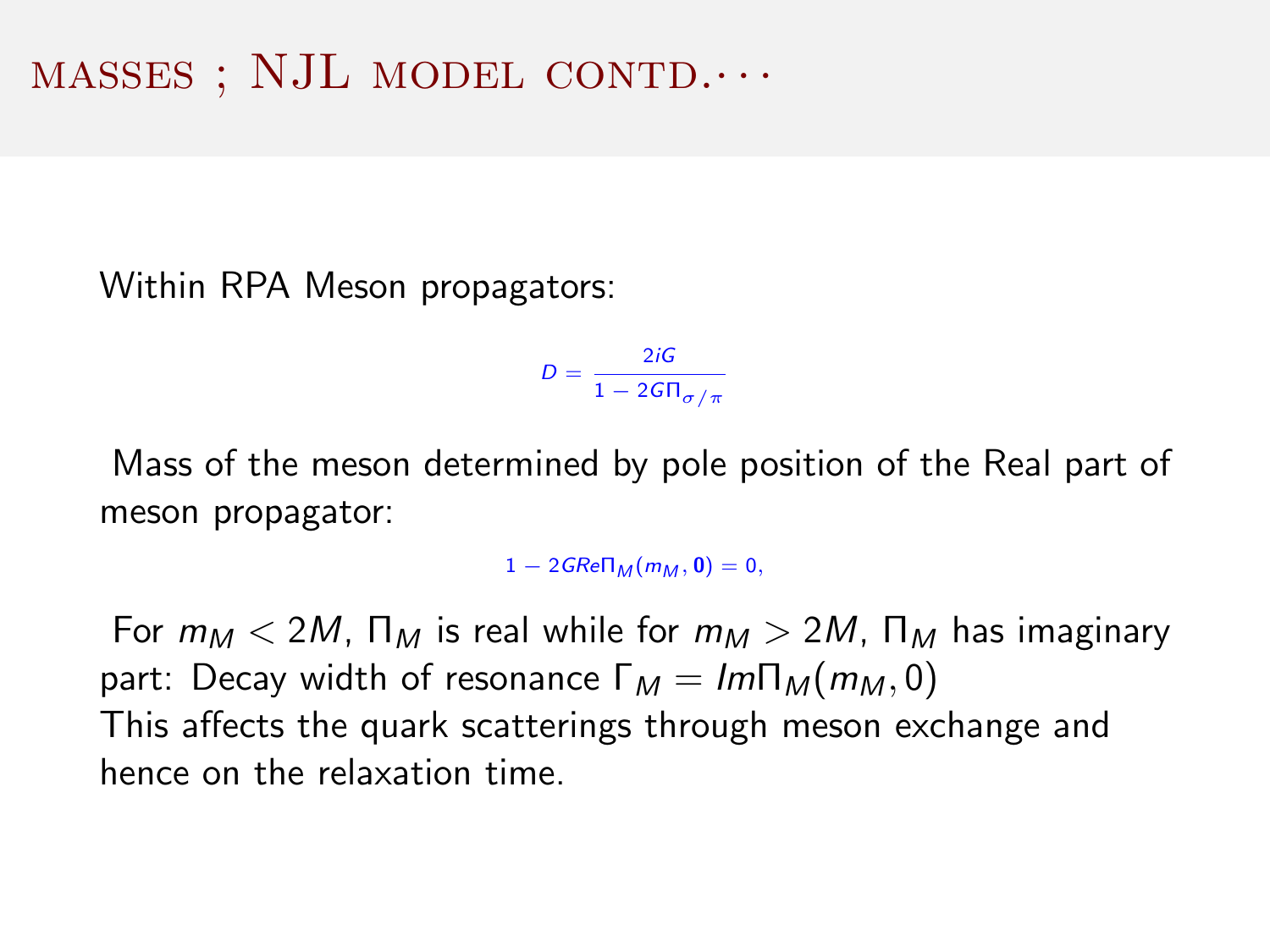# MASSES ; NJL MODEL CONTD.···

Within RPA Meson propagators:

$$D = \frac{2iG}{1 - 2G\Pi_{\sigma/\pi}}$$

Mass of the meson determined by pole position of the Real part of meson propagator:

$$1 - 2GRe\Pi_M(m_M, \mathbf{0}) = 0,$$

For $m_M < 2M$, $\Pi_M$ is real while for $m_M > 2M$, $\Pi_M$ has imaginary part: Decay width of resonance $\Gamma_M = Im\Pi_M(m_M, 0)$
This affects the quark scatterings through meson exchange and hence on the relaxation time.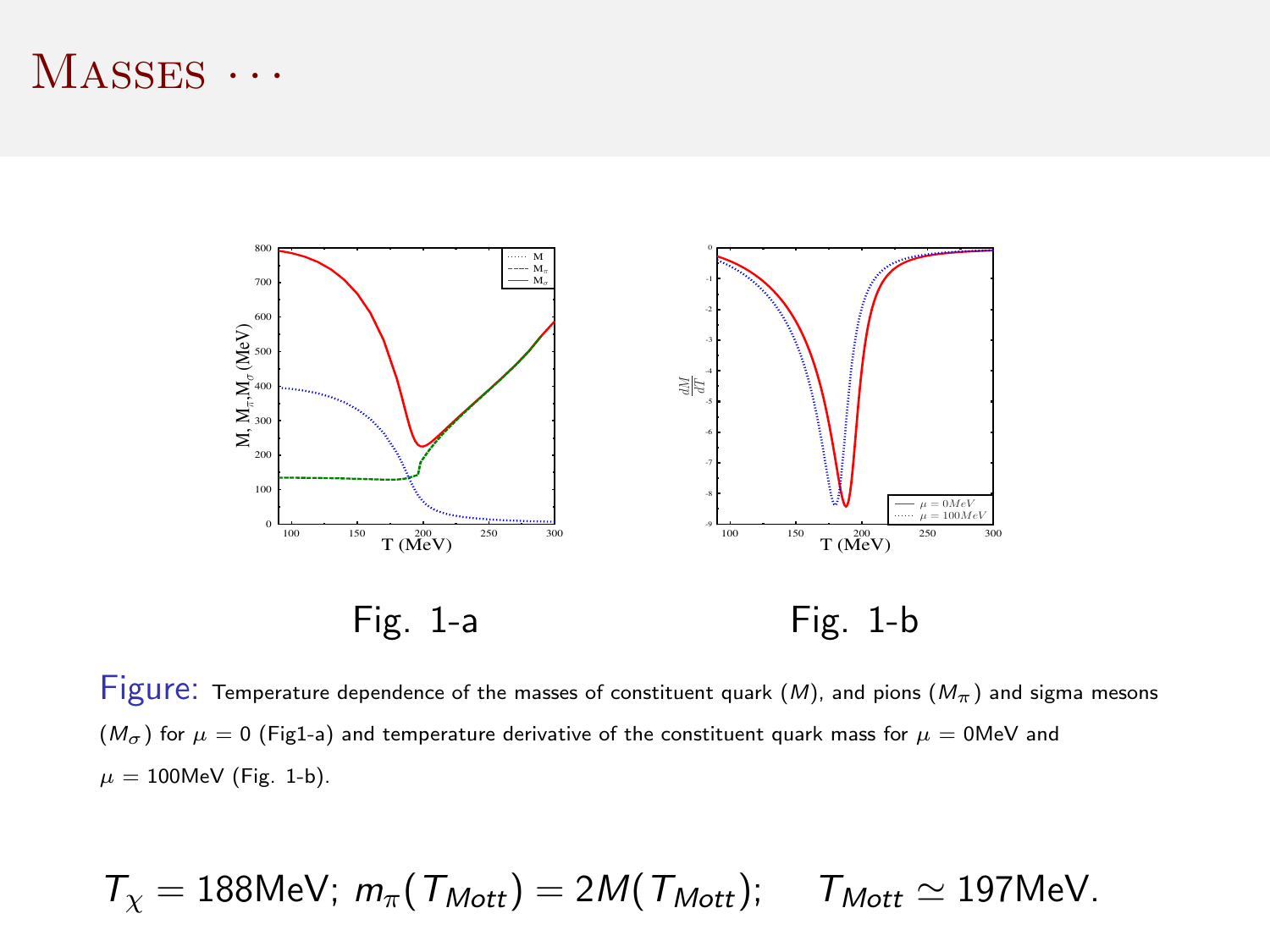# Masses · · ·

800
700
600
500
400
300
200
100
0

M, $M_\pi$, $M_\sigma$ (MeV)

100 150 200 250 300

T (MeV)

M
$M_\pi$
$M_\sigma$

Fig. 1-a

0
-1
-2
-3
-4
-5
-6
-7
-8
-9

$\frac{dM}{dT}$

100 150 200 250 300

T (MeV)

$\mu = 0MeV$
$\mu = 100MeV$

Fig. 1-b

Figure: Temperature dependence of the masses of constituent quark ($M$), and pions ($M_\pi$) and sigma mesons ($M_\sigma$) for $\mu = 0$ (Fig1-a) and temperature derivative of the constituent quark mass for $\mu = 0$MeV and $\mu = 100$MeV (Fig. 1-b).

$$T_\chi = 188\text{MeV};\ m_\pi(T_{Mott}) = 2M(T_{Mott}); \quad T_{Mott} \simeq 197\text{MeV}.$$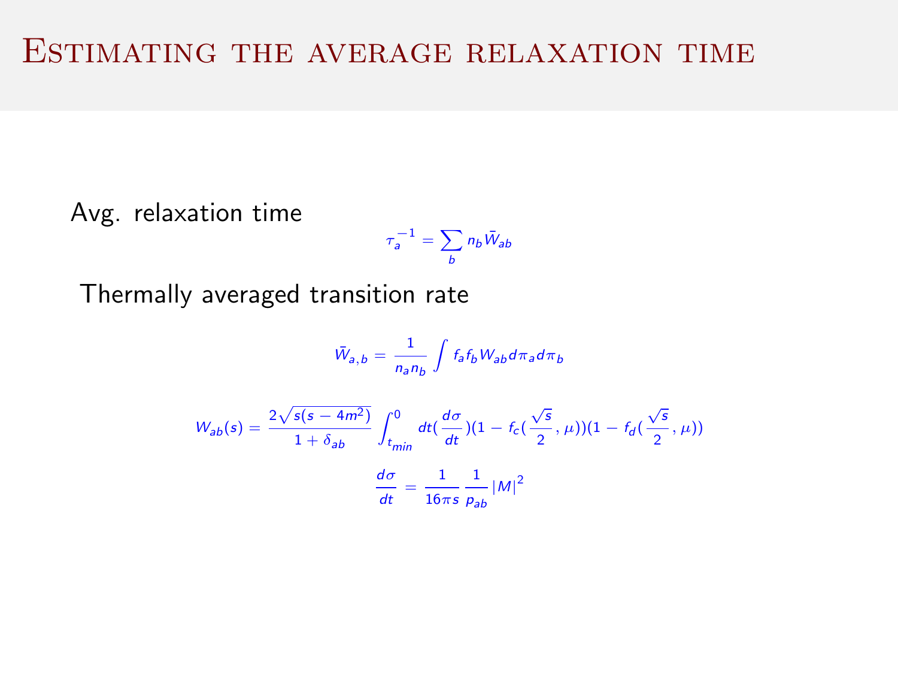# Estimating the average relaxation time

Avg. relaxation time

$$\tau_a^{-1} = \sum_b n_b \bar{W}_{ab}$$

Thermally averaged transition rate

$$\bar{W}_{a,b} = \frac{1}{n_a n_b} \int f_a f_b W_{ab} d\pi_a d\pi_b$$

$$W_{ab}(s) = \frac{2\sqrt{s(s-4m^2)}}{1+\delta_{ab}} \int_{t_{min}}^{0} dt(\frac{d\sigma}{dt})(1 - f_c(\frac{\sqrt{s}}{2},\mu))(1 - f_d(\frac{\sqrt{s}}{2},\mu))$$

$$\frac{d\sigma}{dt} = \frac{1}{16\pi s}\frac{1}{p_{ab}}|M|^2$$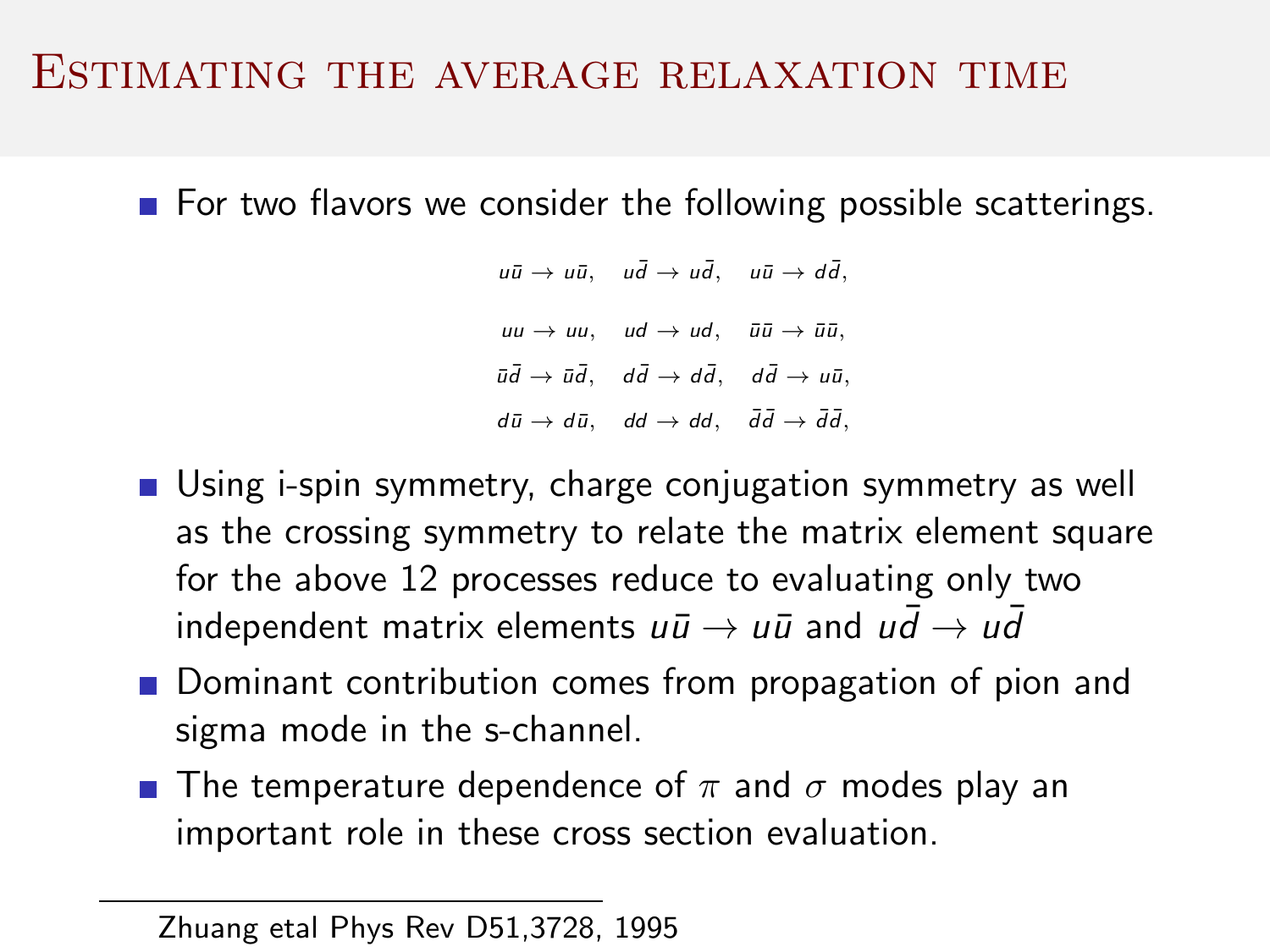# Estimating the average relaxation time

- For two flavors we consider the following possible scatterings.

$$u\bar{u} \to u\bar{u}, \quad u\bar{d} \to u\bar{d}, \quad u\bar{u} \to d\bar{d},$$

$$uu \to uu, \quad ud \to ud, \quad \bar{u}\bar{u} \to \bar{u}\bar{u},$$

$$\bar{u}\bar{d} \to \bar{u}\bar{d}, \quad d\bar{d} \to d\bar{d}, \quad d\bar{d} \to u\bar{u},$$

$$d\bar{u} \to d\bar{u}, \quad dd \to dd, \quad \bar{d}\bar{d} \to \bar{d}\bar{d},$$

- Using i-spin symmetry, charge conjugation symmetry as well as the crossing symmetry to relate the matrix element square for the above 12 processes reduce to evaluating only two independent matrix elements $u\bar{u} \to u\bar{u}$ and $u\bar{d} \to u\bar{d}$
- Dominant contribution comes from propagation of pion and sigma mode in the s-channel.
- The temperature dependence of $\pi$ and $\sigma$ modes play an important role in these cross section evaluation.

Zhuang etal Phys Rev D51,3728, 1995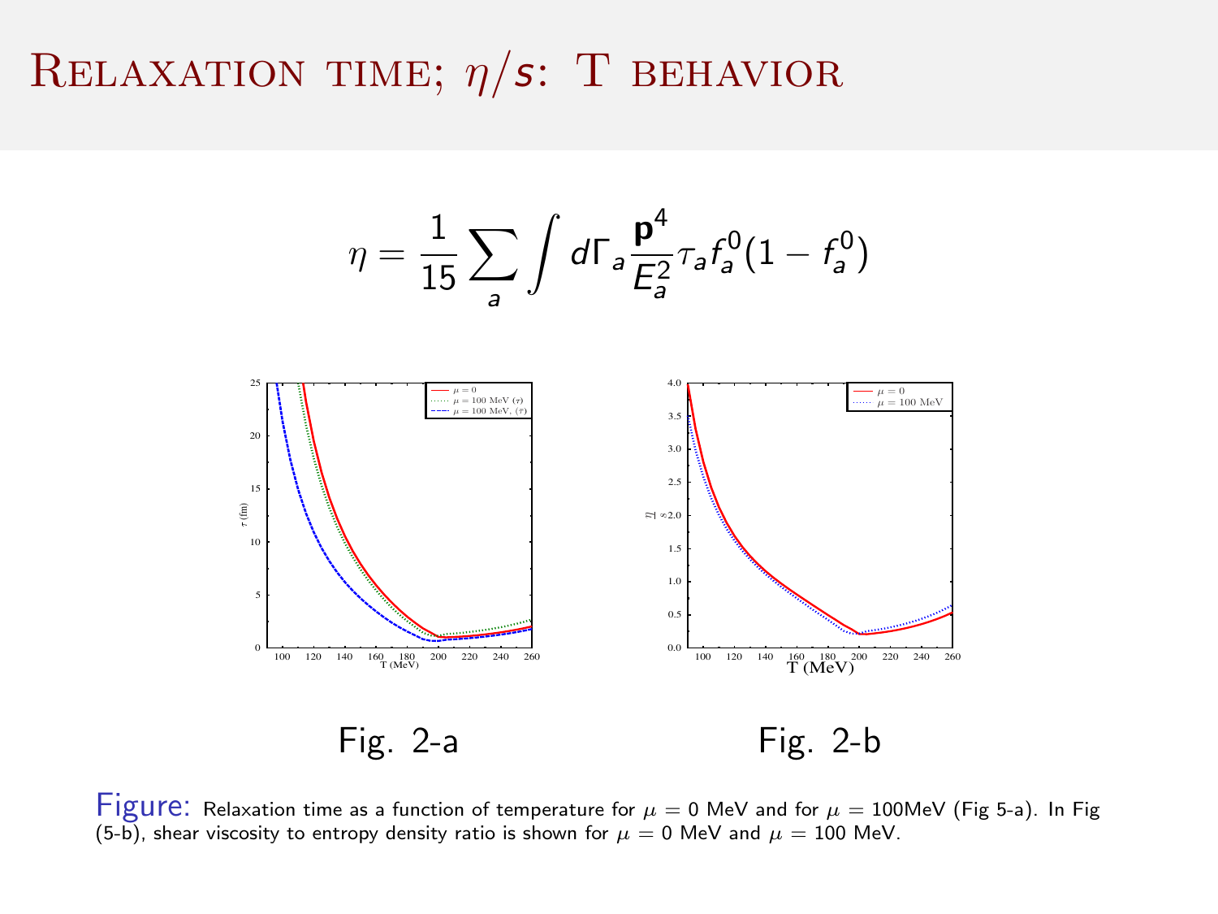# Relaxation time; $\eta/s$: T behavior

$$\eta = \frac{1}{15} \sum_a \int d\Gamma_a \frac{\mathbf{p}^4}{E_a^2} \tau_a f_a^0 (1 - f_a^0)$$

25
20
15
10
5
0
$\tau$ (fm)
100 120 140 160 180 200 220 240 260
T (MeV)
$\mu = 0$
$\mu = 100$ MeV ($\tau$)
$\mu = 100$ MeV, ($\bar{\tau}$)

Fig. 2-a

4.0
3.5
3.0
2.5
2.0
1.5
1.0
0.5
0.0
$\frac{\eta}{s}$
100 120 140 160 180 200 220 240 260
T (MeV)
$\mu = 0$
$\mu = 100$ MeV

Fig. 2-b

Figure: Relaxation time as a function of temperature for $\mu = 0$ MeV and for $\mu = 100$MeV (Fig 5-a). In Fig (5-b), shear viscosity to entropy density ratio is shown for $\mu = 0$ MeV and $\mu = 100$ MeV.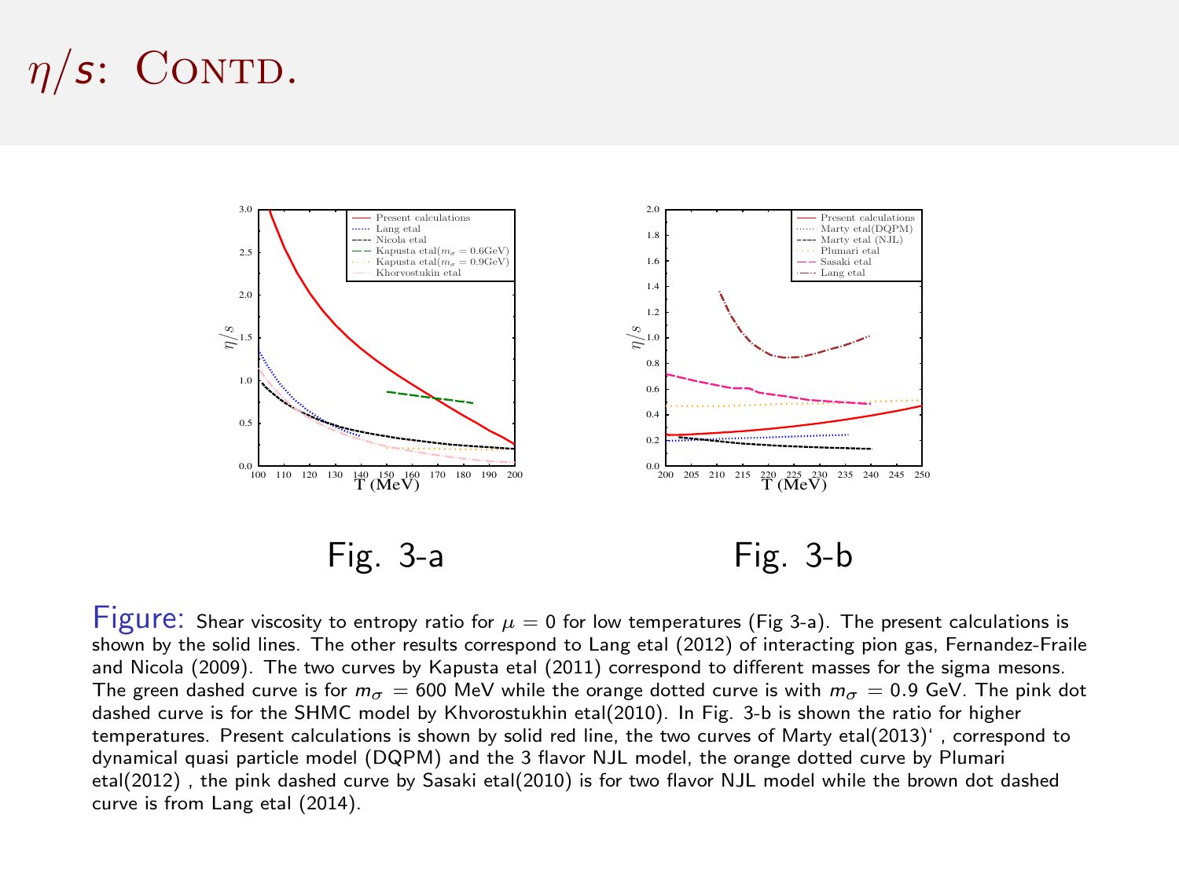# $\eta/s$: Contd.

3.0
2.5
2.0
1.5
1.0
0.5
0.0

$\eta/s$

100 110 120 130 140 150 160 170 180 190 200

T (MeV)

Present calculations
Lang etal
Nicola etal
Kapusta etal($m_\sigma = 0.6$GeV)
Kapusta etal($m_\sigma = 0.9$GeV)
Khorvostukin etal

2.0
1.8
1.6
1.4
1.2
1.0
0.8
0.6
0.4
0.2
0.0

$\eta/s$

200 205 210 215 220 225 230 235 240 245 250

T (MeV)

Present calculations
Marty etal(DQPM)
Marty etal (NJL)
Plumari etal
Sasaki etal
Lang etal

Fig. 3-a

Fig. 3-b

Figure: Shear viscosity to entropy ratio for $\mu = 0$ for low temperatures (Fig 3-a). The present calculations is shown by the solid lines. The other results correspond to Lang etal (2012) of interacting pion gas, Fernandez-Fraile and Nicola (2009). The two curves by Kapusta etal (2011) correspond to different masses for the sigma mesons. The green dashed curve is for $m_\sigma = 600$ MeV while the orange dotted curve is with $m_\sigma = 0.9$ GeV. The pink dot dashed curve is for the SHMC model by Khvorostukhin etal(2010). In Fig. 3-b is shown the ratio for higher temperatures. Present calculations is shown by solid red line, the two curves of Marty etal(2013)' , correspond to dynamical quasi particle model (DQPM) and the 3 flavor NJL model, the orange dotted curve by Plumari etal(2012) , the pink dashed curve by Sasaki etal(2010) is for two flavor NJL model while the brown dot dashed curve is from Lang etal (2014).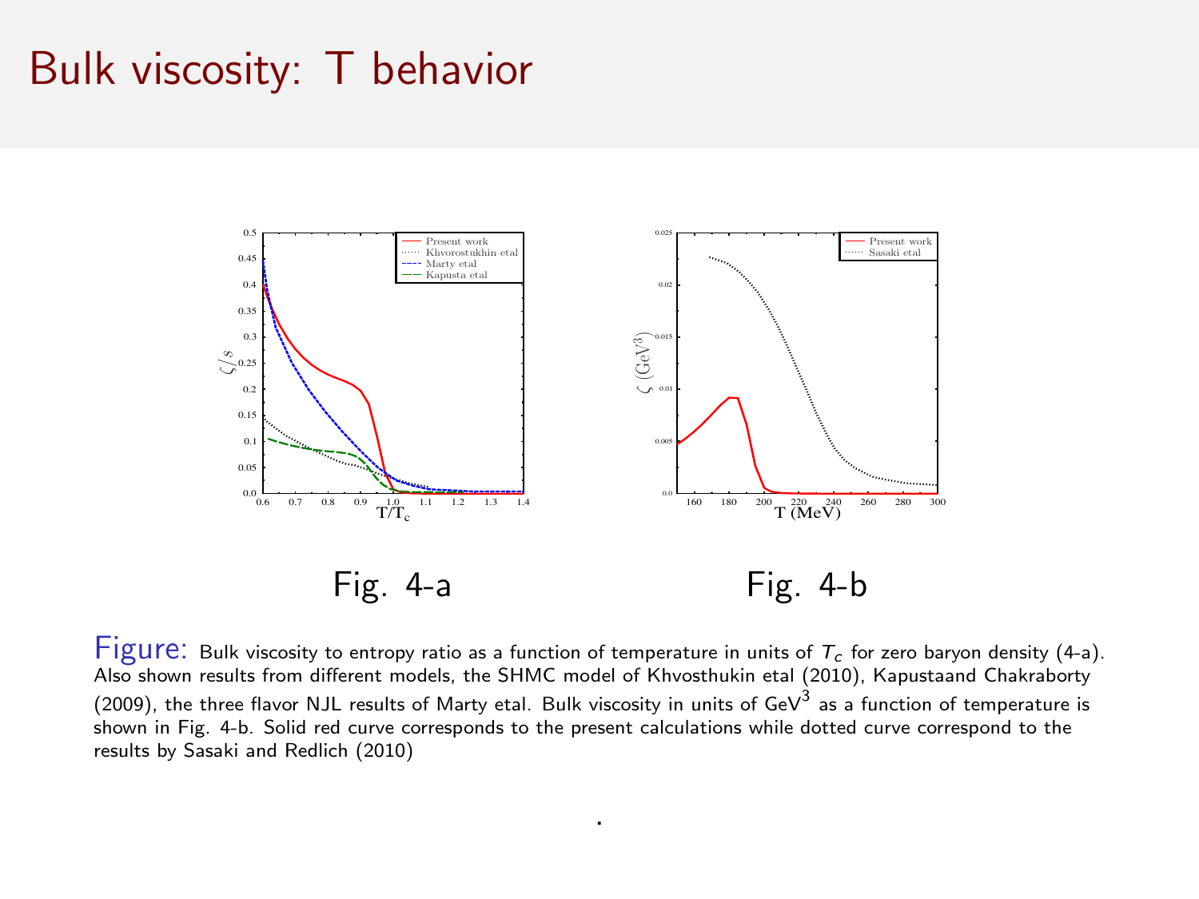# Bulk viscosity: T behavior

0.5
0.45
0.4
0.35
0.3
0.25
0.2
0.15
0.1
0.05
0.0

$\zeta/s$

0.6 0.7 0.8 0.9 1.0 1.1 1.2 1.3 1.4

$T/T_c$

Present work
Khvorostukhin etal
Marty etal
Kapusta etal

0.025
0.02
0.015
0.01
0.005
0.0

$\zeta$ (GeV$^3$)

160 180 200 220 240 260 280 300

T (MeV)

Present work
Sasaki etal

Fig. 4-a

Fig. 4-b

Figure: Bulk viscosity to entropy ratio as a function of temperature in units of $T_c$ for zero baryon density (4-a). Also shown results from different models, the SHMC model of Khvosthukin etal (2010), Kapustaand Chakraborty (2009), the three flavor NJL results of Marty etal. Bulk viscosity in units of GeV$^3$ as a function of temperature is shown in Fig. 4-b. Solid red curve corresponds to the present calculations while dotted curve correspond to the results by Sasaki and Redlich (2010)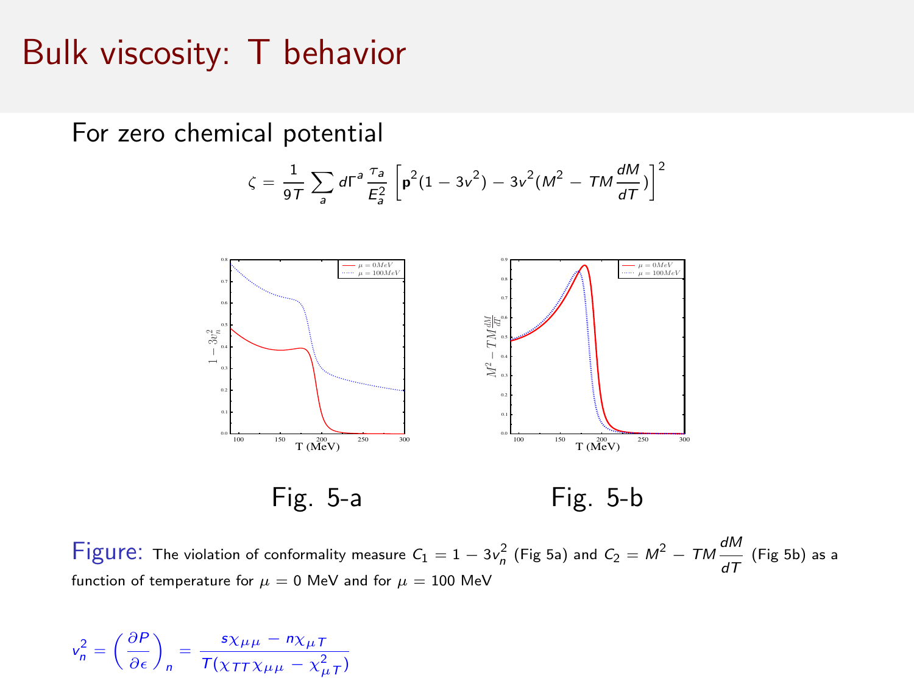# Bulk viscosity: T behavior

For zero chemical potential

$$\zeta = \frac{1}{9T} \sum_a d\Gamma^a \frac{\tau_a}{E_a^2} \left[ \mathbf{p}^2 (1 - 3v^2) - 3v^2 (M^2 - TM\frac{dM}{dT}) \right]^2$$

$1 - 3v_n^2$

T (MeV)

100 150 200 250 300

0.0 0.1 0.2 0.3 0.4 0.5 0.6 0.7 0.8

$\mu = 0 MeV$

$\mu = 100 MeV$

Fig. 5-a

$M^2 - TM\frac{dM}{dT}$

T (MeV)

100 150 200 250 300

0.0 0.1 0.2 0.3 0.4 0.5 0.6 0.7 0.8 0.9

$\mu = 0 MeV$

$\mu = 100 MeV$

Fig. 5-b

Figure: The violation of conformality measure $C_1 = 1 - 3v_n^2$ (Fig 5a) and $C_2 = M^2 - TM\frac{dM}{dT}$ (Fig 5b) as a function of temperature for $\mu = 0$ MeV and for $\mu = 100$ MeV

$$v_n^2 = \left(\frac{\partial P}{\partial \epsilon}\right)_n = \frac{s\chi_{\mu\mu} - n\chi_{\mu T}}{T(\chi_{TT}\chi_{\mu\mu} - \chi_{\mu T}^2)}$$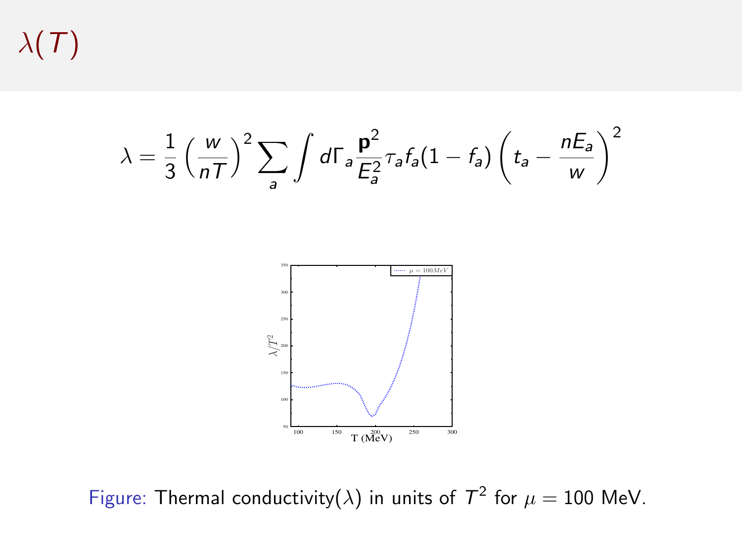# $\lambda(T)$

$$\lambda = \frac{1}{3}\left(\frac{w}{nT}\right)^2 \sum_a \int d\Gamma_a \frac{\mathbf{p}^2}{E_a^2} \tau_a f_a(1-f_a)\left(t_a - \frac{nE_a}{w}\right)^2$$

$\mu = 100MeV$

$\lambda/T^2$

350
300
250
200
150
100
50

100 150 200 250 300

T (MeV)

Figure: Thermal conductivity($\lambda$) in units of $T^2$ for $\mu = 100$ MeV.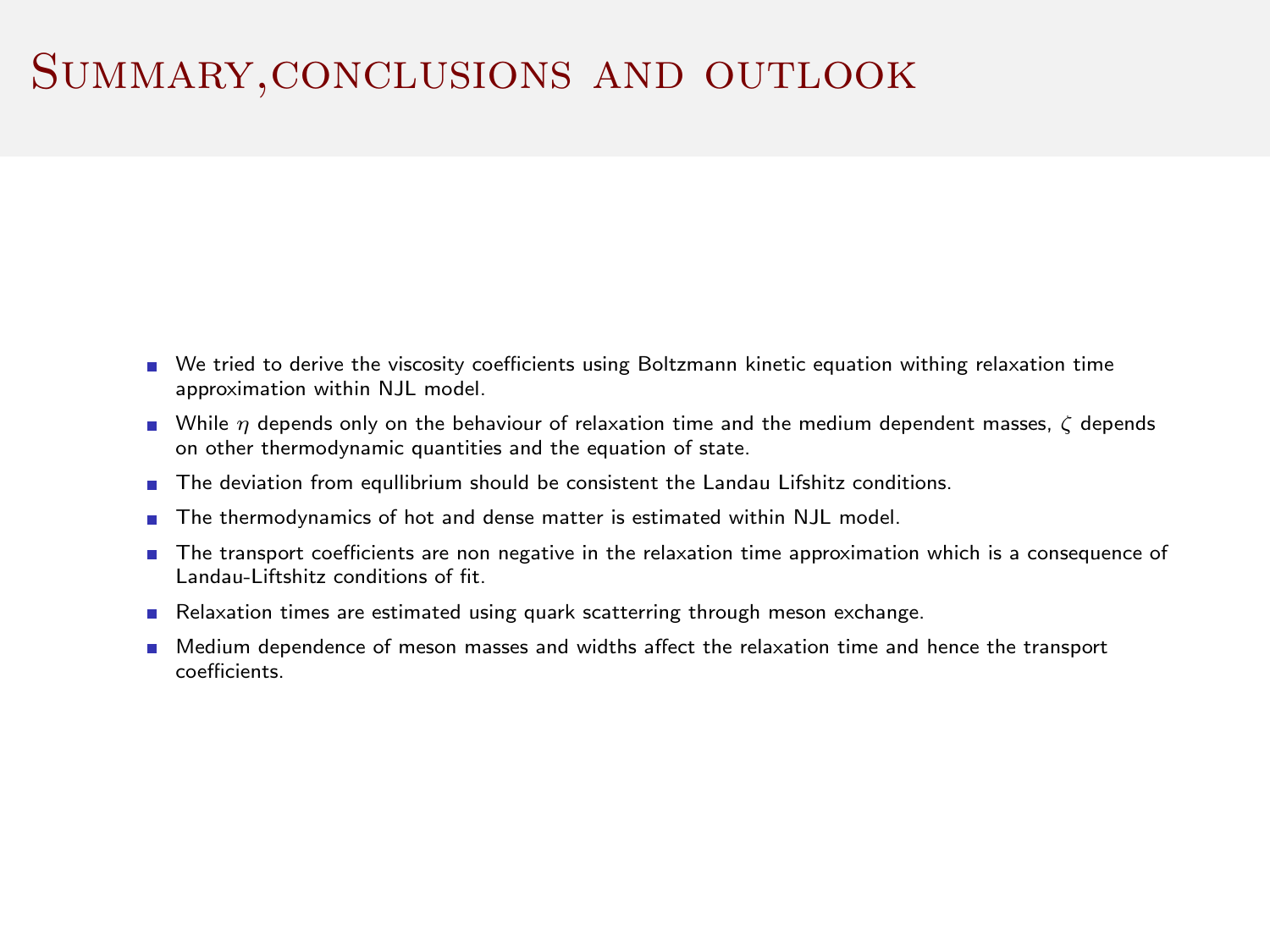# Summary,conclusions and outlook

- We tried to derive the viscosity coefficients using Boltzmann kinetic equation withing relaxation time approximation within NJL model.
- While $\eta$ depends only on the behaviour of relaxation time and the medium dependent masses, $\zeta$ depends on other thermodynamic quantities and the equation of state.
- The deviation from equllibrium should be consistent the Landau Lifshitz conditions.
- The thermodynamics of hot and dense matter is estimated within NJL model.
- The transport coefficients are non negative in the relaxation time approximation which is a consequence of Landau-Liftshitz conditions of fit.
- Relaxation times are estimated using quark scatterring through meson exchange.
- Medium dependence of meson masses and widths affect the relaxation time and hence the transport coefficients.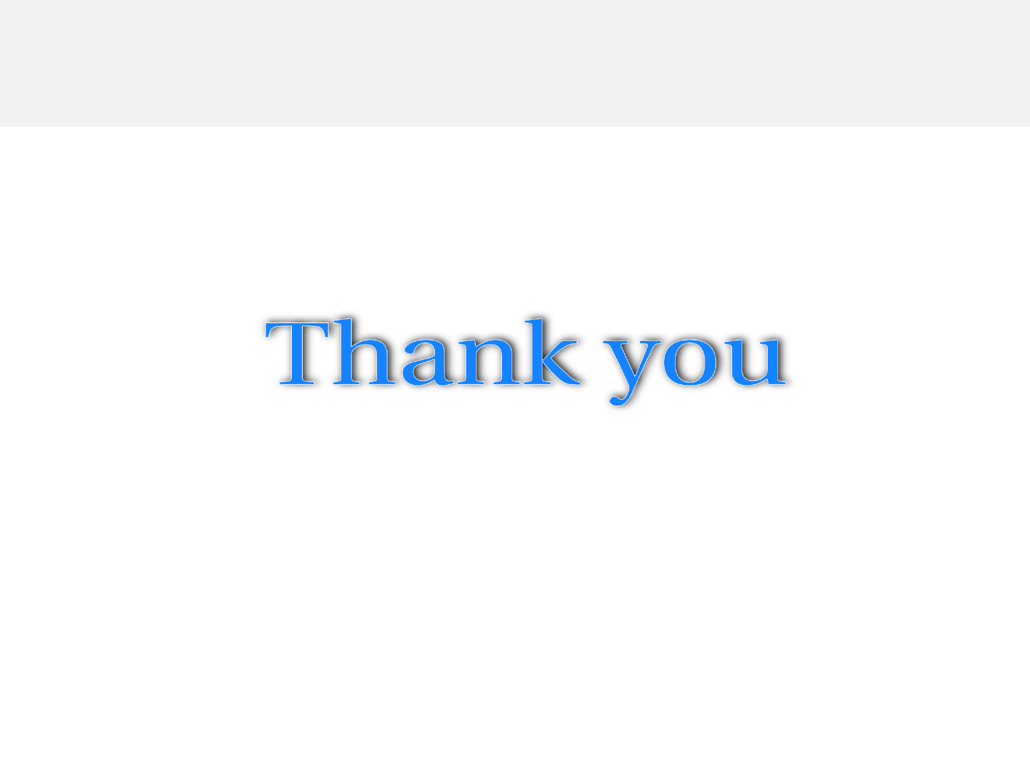# Thank you